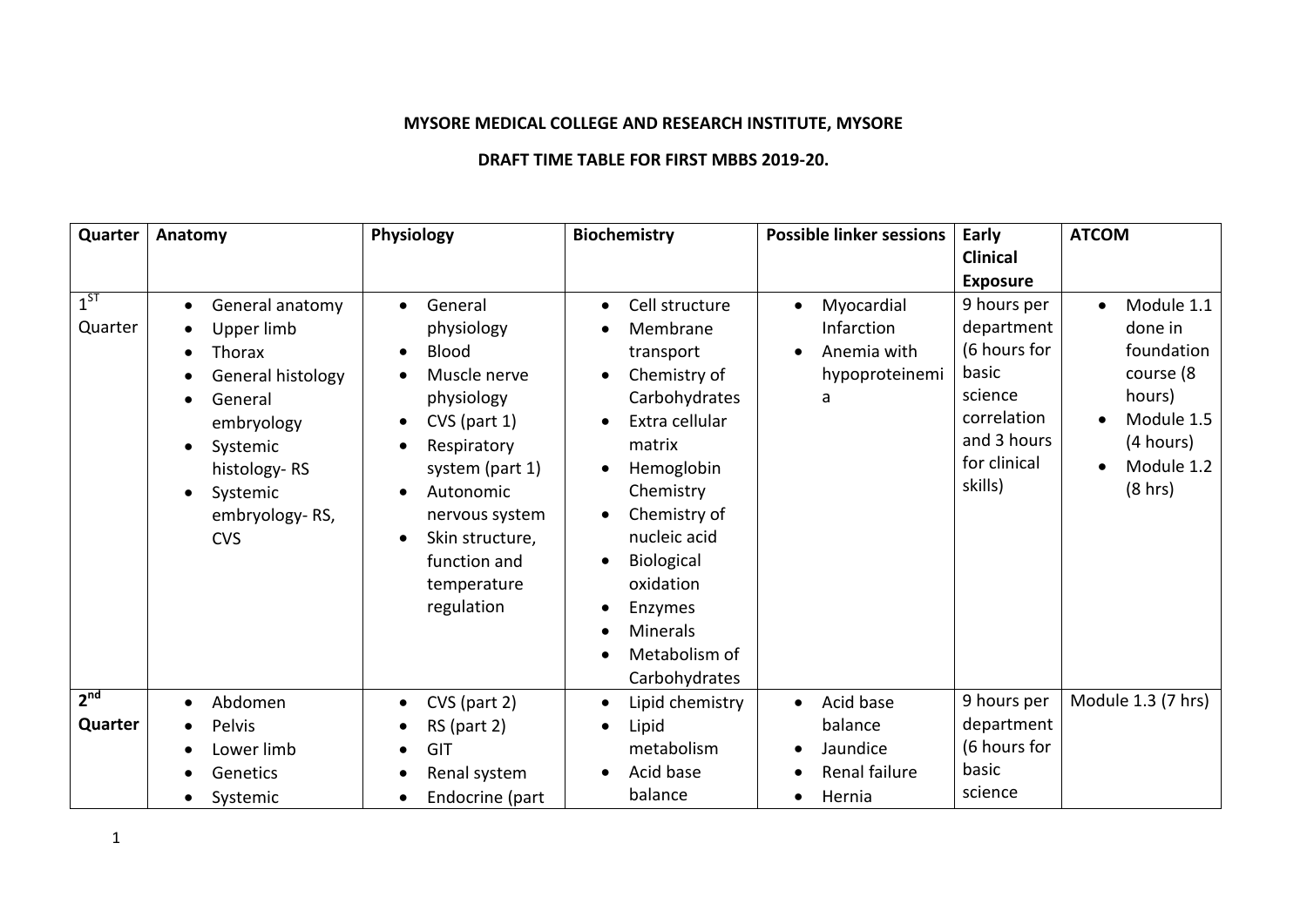**MYSORE MEDICAL COLLEGE AND RESEARCH INSTITUTE, MYSORE**

**DRAFT TIME TABLE FOR FIRST MBBS 2019-20.**

| Quarter | Anatomy | Physiology | Biochemistry | Possible linker sessions | Early Clinical Exposure | ATCOM |
|---|---|---|---|---|---|---|
| 1ST Quarter | • General anatomy<br>• Upper limb<br>• Thorax<br>• General histology<br>• General embryology<br>• Systemic histology- RS<br>• Systemic embryology- RS, CVS | • General physiology<br>• Blood<br>• Muscle nerve physiology<br>• CVS (part 1)<br>• Respiratory system (part 1)<br>• Autonomic nervous system<br>• Skin structure, function and temperature regulation | • Cell structure<br>• Membrane transport<br>• Chemistry of Carbohydrates<br>• Extra cellular matrix<br>• Hemoglobin Chemistry<br>• Chemistry of nucleic acid<br>• Biological oxidation<br>• Enzymes<br>• Minerals<br>• Metabolism of Carbohydrates | • Myocardial Infarction<br>• Anemia with hypoproteinemia | 9 hours per department (6 hours for basic science correlation and 3 hours for clinical skills) | • Module 1.1 done in foundation course (8 hours)<br>• Module 1.5 (4 hours)<br>• Module 1.2 (8 hrs) |
| **2nd Quarter** | • Abdomen<br>• Pelvis<br>• Lower limb<br>• Genetics<br>• Systemic | • CVS (part 2)<br>• RS (part 2)<br>• GIT<br>• Renal system<br>• Endocrine (part | • Lipid chemistry<br>• Lipid metabolism<br>• Acid base balance | • Acid base balance<br>• Jaundice<br>• Renal failure<br>• Hernia | 9 hours per department (6 hours for basic science | Module 1.3 (7 hrs) |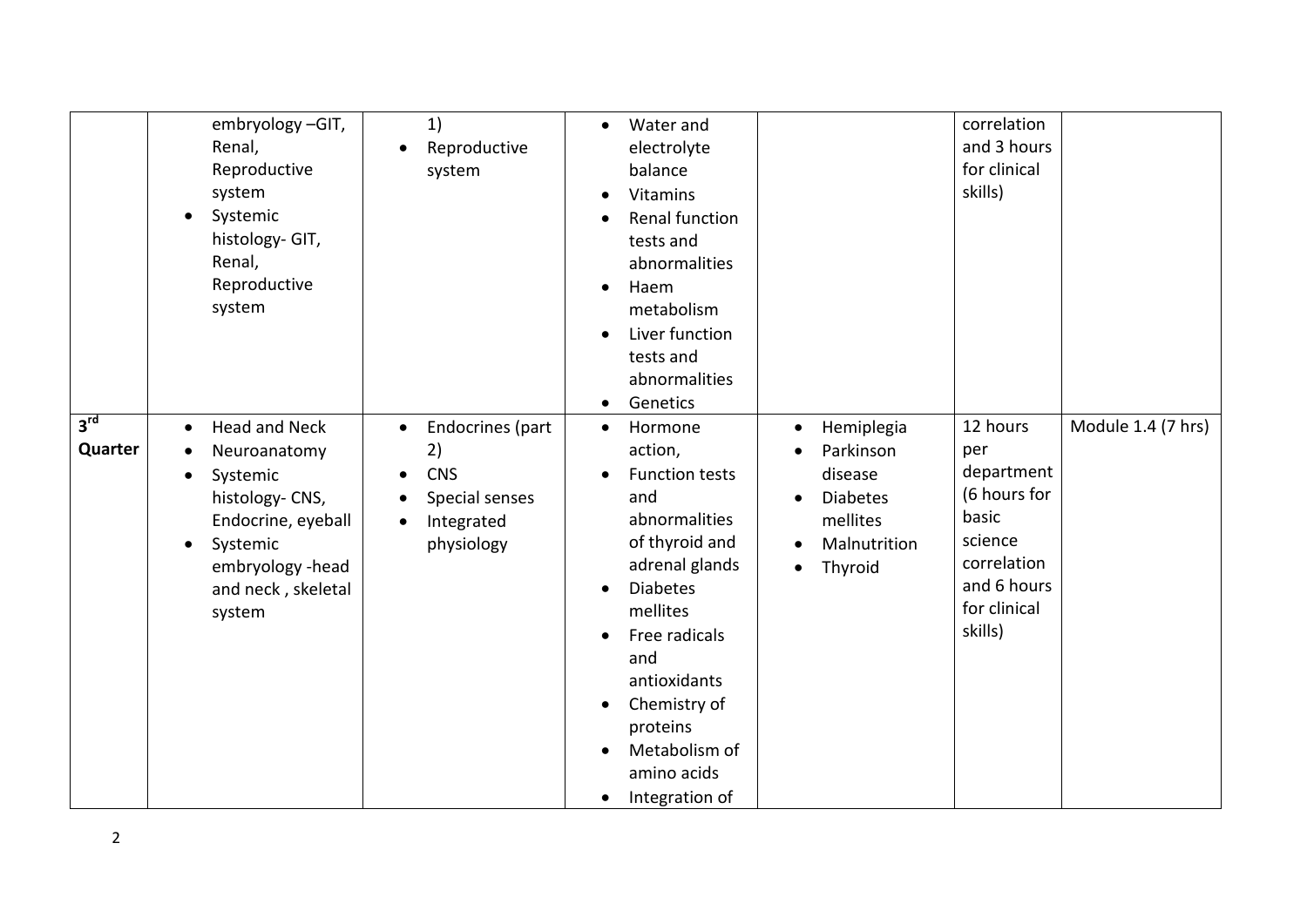| | | | | | | |
|---|---|---|---|---|---|---|
| | embryology –GIT, Renal, Reproductive system<br>• Systemic histology- GIT, Renal, Reproductive system | 1)<br>• Reproductive system | • Water and electrolyte balance<br>• Vitamins<br>• Renal function tests and abnormalities<br>• Haem metabolism<br>• Liver function tests and abnormalities<br>• Genetics | | correlation and 3 hours for clinical skills) | |
| **3rd Quarter** | • Head and Neck<br>• Neuroanatomy<br>• Systemic histology- CNS, Endocrine, eyeball<br>• Systemic embryology -head and neck , skeletal system | • Endocrines (part 2)<br>• CNS<br>• Special senses<br>• Integrated physiology | • Hormone action,<br>• Function tests and abnormalities of thyroid and adrenal glands<br>• Diabetes mellites<br>• Free radicals and antioxidants<br>• Chemistry of proteins<br>• Metabolism of amino acids<br>• Integration of | • Hemiplegia<br>• Parkinson disease<br>• Diabetes mellites<br>• Malnutrition<br>• Thyroid | 12 hours per department (6 hours for basic science correlation and 6 hours for clinical skills) | Module 1.4 (7 hrs) |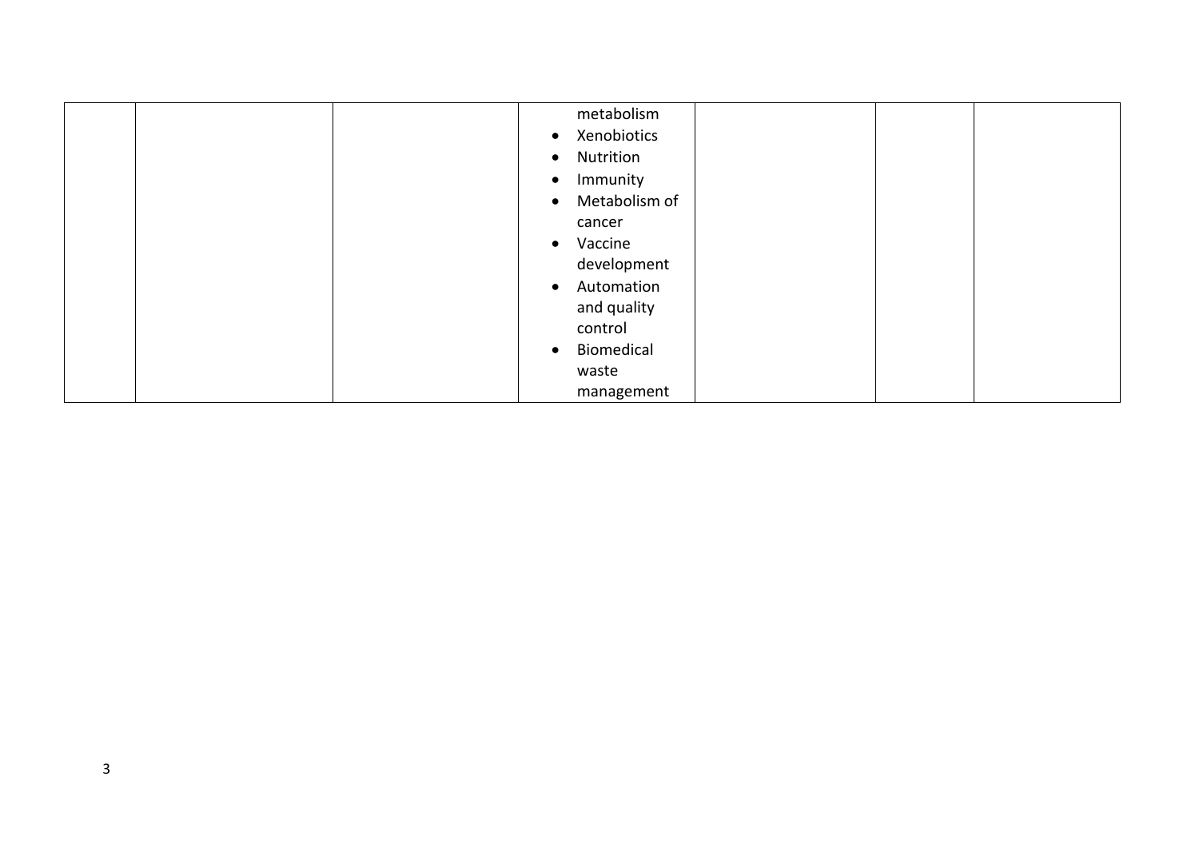| | | | | | | |
|---|---|---|---|---|---|---|
| | | | metabolism<br>• Xenobiotics<br>• Nutrition<br>• Immunity<br>• Metabolism of cancer<br>• Vaccine development<br>• Automation and quality control<br>• Biomedical waste management | | | |